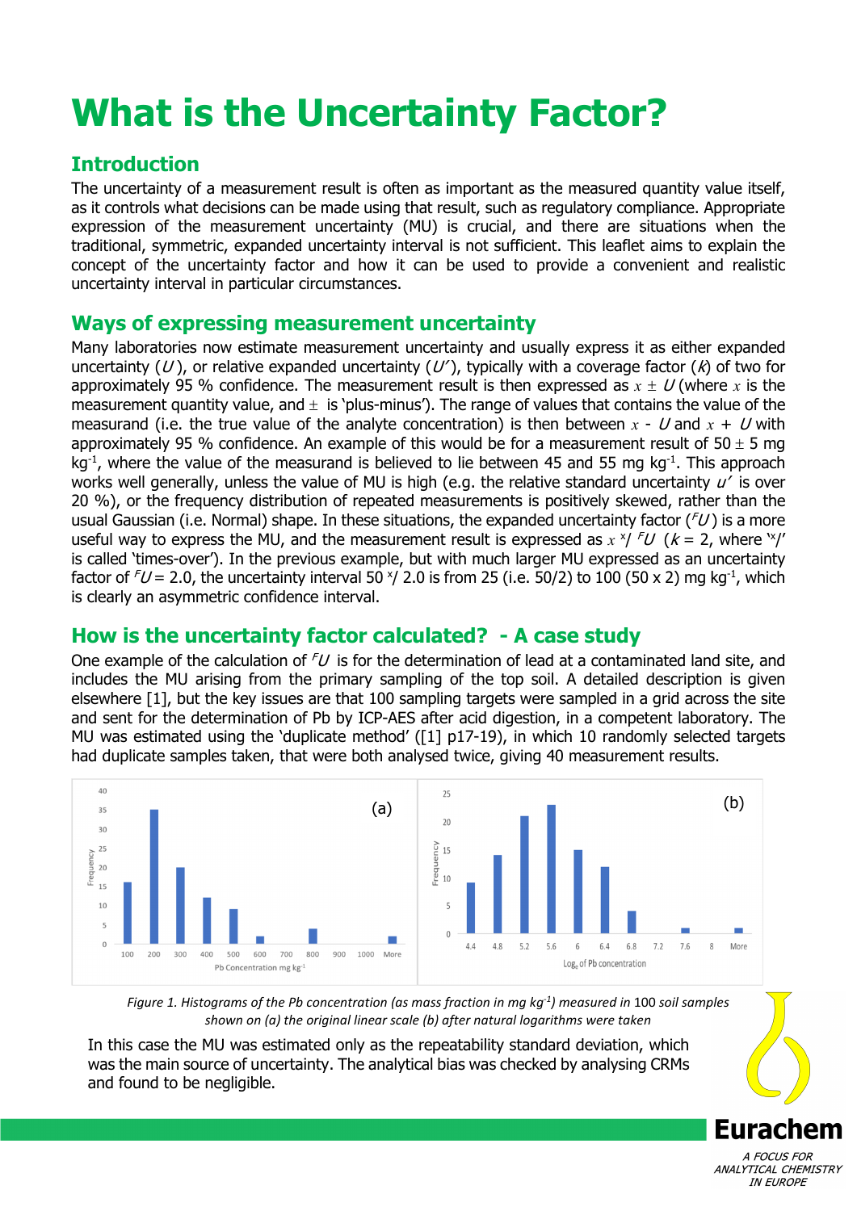# What is the Uncertainty Factor?

## Introduction

The uncertainty of a measurement result is often as important as the measured quantity value itself, as it controls what decisions can be made using that result, such as regulatory compliance. Appropriate expression of the measurement uncertainty (MU) is crucial, and there are situations when the traditional, symmetric, expanded uncertainty interval is not sufficient. This leaflet aims to explain the concept of the uncertainty factor and how it can be used to provide a convenient and realistic uncertainty interval in particular circumstances.

## Ways of expressing measurement uncertainty

Many laboratories now estimate measurement uncertainty and usually express it as either expanded uncertainty ($U$), or relative expanded uncertainty ($U'$), typically with a coverage factor ($k$) of two for approximately 95 % confidence. The measurement result is then expressed as $x \pm U$ (where $x$ is the measurement quantity value, and $\pm$ is 'plus-minus'). The range of values that contains the value of the measurand (i.e. the true value of the analyte concentration) is then between $x - U$ and $x + U$ with approximately 95 % confidence. An example of this would be for a measurement result of $50 \pm 5$ mg kg$^{-1}$, where the value of the measurand is believed to lie between 45 and 55 mg kg$^{-1}$. This approach works well generally, unless the value of MU is high (e.g. the relative standard uncertainty $u'$ is over 20 %), or the frequency distribution of repeated measurements is positively skewed, rather than the usual Gaussian (i.e. Normal) shape. In these situations, the expanded uncertainty factor ($^{F}U$) is a more useful way to express the MU, and the measurement result is expressed as $x$ $^{x}$/ $^{F}U$ ($k$ = 2, where '$^{x}$/' is called 'times-over'). In the previous example, but with much larger MU expressed as an uncertainty factor of $^{F}U = 2.0$, the uncertainty interval 50 $^{x}$/ 2.0 is from 25 (i.e. 50/2) to 100 (50 x 2) mg kg$^{-1}$, which is clearly an asymmetric confidence interval.

## How is the uncertainty factor calculated? - A case study

One example of the calculation of $^{F}U$ is for the determination of lead at a contaminated land site, and includes the MU arising from the primary sampling of the top soil. A detailed description is given elsewhere [1], but the key issues are that 100 sampling targets were sampled in a grid across the site and sent for the determination of Pb by ICP-AES after acid digestion, in a competent laboratory. The MU was estimated using the 'duplicate method' ([1] p17-19), in which 10 randomly selected targets had duplicate samples taken, that were both analysed twice, giving 40 measurement results.

*Figure 1. Histograms of the Pb concentration (as mass fraction in mg kg$^{-1}$) measured in 100 soil samples shown on (a) the original linear scale (b) after natural logarithms were taken*

In this case the MU was estimated only as the repeatability standard deviation, which was the main source of uncertainty. The analytical bias was checked by analysing CRMs and found to be negligible.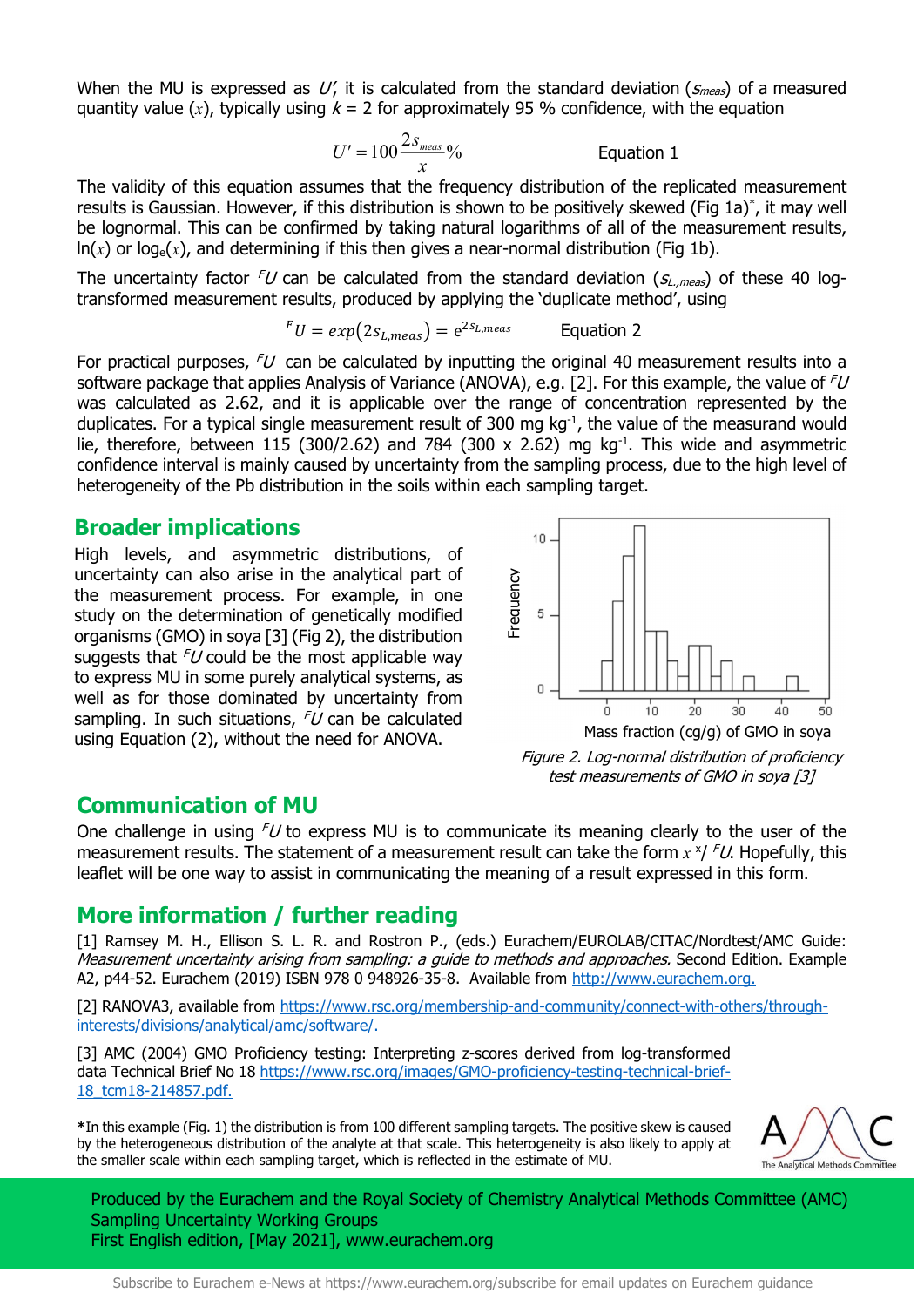When the MU is expressed as $U'$, it is calculated from the standard deviation ($s_{meas}$) of a measured quantity value ($x$), typically using $k = 2$ for approximately 95 % confidence, with the equation

$$U' = 100 \frac{2 s_{meas}}{x} \% \qquad \text{Equation 1}$$

The validity of this equation assumes that the frequency distribution of the replicated measurement results is Gaussian. However, if this distribution is shown to be positively skewed (Fig 1a)*, it may well be lognormal. This can be confirmed by taking natural logarithms of all of the measurement results, $\ln(x)$ or $\log_e(x)$, and determining if this then gives a near-normal distribution (Fig 1b).

The uncertainty factor ${}^{F}U$ can be calculated from the standard deviation ($s_{L,meas}$) of these 40 log-transformed measurement results, produced by applying the 'duplicate method', using

$${}^{F}U = exp(2 s_{L,meas}) = e^{2 s_{L,meas}} \qquad \text{Equation 2}$$

For practical purposes, ${}^{F}U$ can be calculated by inputting the original 40 measurement results into a software package that applies Analysis of Variance (ANOVA), e.g. [2]. For this example, the value of ${}^{F}U$ was calculated as 2.62, and it is applicable over the range of concentration represented by the duplicates. For a typical single measurement result of 300 mg kg$^{-1}$, the value of the measurand would lie, therefore, between 115 (300/2.62) and 784 (300 x 2.62) mg kg$^{-1}$. This wide and asymmetric confidence interval is mainly caused by uncertainty from the sampling process, due to the high level of heterogeneity of the Pb distribution in the soils within each sampling target.

## Broader implications

High levels, and asymmetric distributions, of uncertainty can also arise in the analytical part of the measurement process. For example, in one study on the determination of genetically modified organisms (GMO) in soya [3] (Fig 2), the distribution suggests that ${}^{F}U$ could be the most applicable way to express MU in some purely analytical systems, as well as for those dominated by uncertainty from sampling. In such situations, ${}^{F}U$ can be calculated using Equation (2), without the need for ANOVA.

Frequency

10

5

0

0 10 20 30 40 50

Mass fraction (cg/g) of GMO in soya

*Figure 2. Log-normal distribution of proficiency test measurements of GMO in soya [3]*

## Communication of MU

One challenge in using ${}^{F}U$ to express MU is to communicate its meaning clearly to the user of the measurement results. The statement of a measurement result can take the form $x$ ×/ ${}^{F}U$. Hopefully, this leaflet will be one way to assist in communicating the meaning of a result expressed in this form.

## More information / further reading

[1] Ramsey M. H., Ellison S. L. R. and Rostron P., (eds.) Eurachem/EUROLAB/CITAC/Nordtest/AMC Guide: *Measurement uncertainty arising from sampling: a guide to methods and approaches.* Second Edition. Example A2, p44-52. Eurachem (2019) ISBN 978 0 948926-35-8. Available from http://www.eurachem.org.

[2] RANOVA3, available from https://www.rsc.org/membership-and-community/connect-with-others/through-interests/divisions/analytical/amc/software/.

[3] AMC (2004) GMO Proficiency testing: Interpreting z-scores derived from log-transformed data Technical Brief No 18 https://www.rsc.org/images/GMO-proficiency-testing-technical-brief-18_tcm18-214857.pdf.

**\***In this example (Fig. 1) the distribution is from 100 different sampling targets. The positive skew is caused by the heterogeneous distribution of the analyte at that scale. This heterogeneity is also likely to apply at the smaller scale within each sampling target, which is reflected in the estimate of MU.

Produced by the Eurachem and the Royal Society of Chemistry Analytical Methods Committee (AMC) Sampling Uncertainty Working Groups
First English edition, [May 2021], www.eurachem.org

Subscribe to Eurachem e-News at https://www.eurachem.org/subscribe for email updates on Eurachem guidance